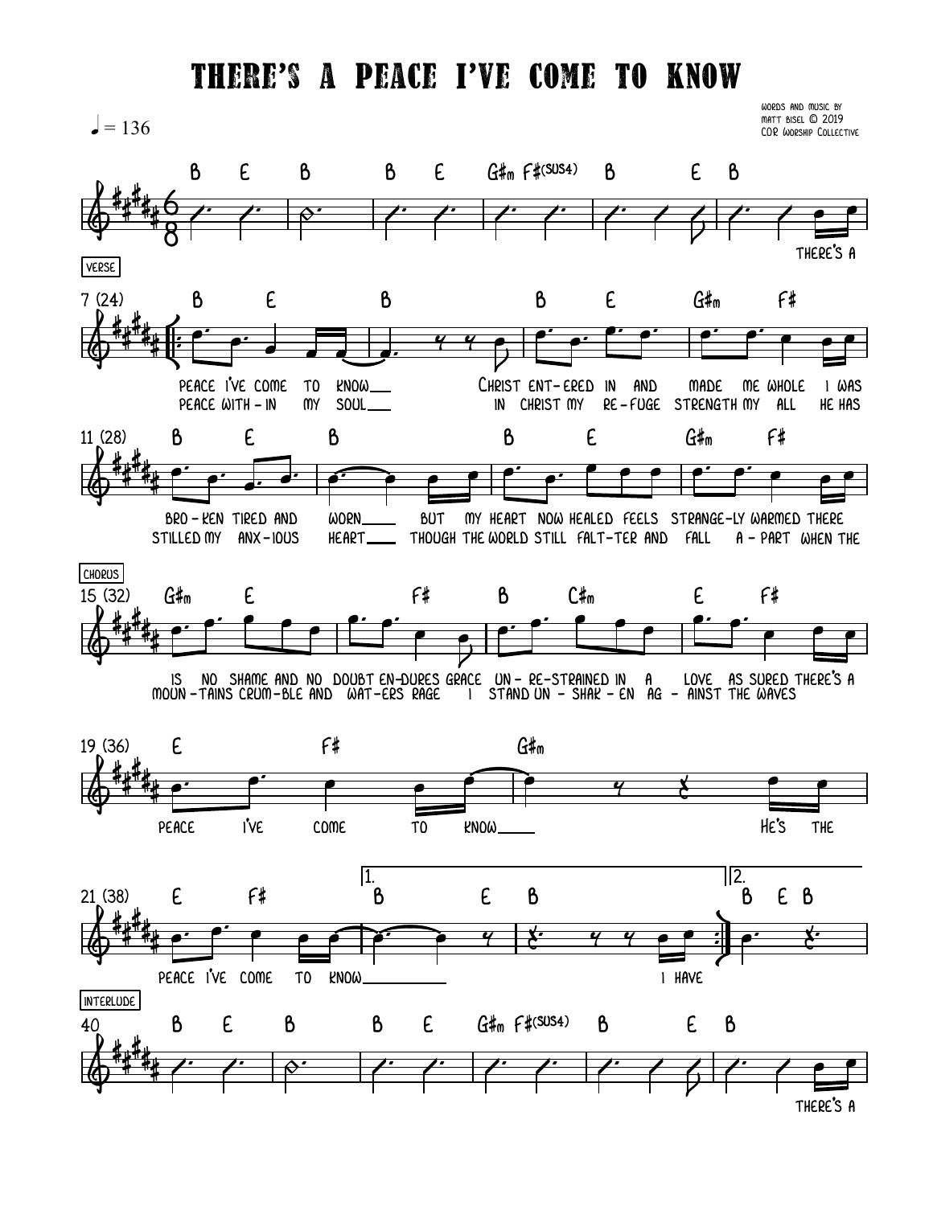# THERE'S A PEACE I'VE COME TO KNOW

Words and music by
Matt Bisel © 2019
COR Worship Collective

♩ = 136

B E B | B E G#m F#(SUS4) B E B

there's a

**VERSE**

7 (24) B E B B E G#m F#

peace I've come to know___ Christ ent-ered in and made me whole I was

peace with - in my soul___ in Christ my re - fuge strength my all he has

11 (28) B E B B E G#m F#

bro - ken tired and worn___ but my heart now healed feels strange-ly warmed there

stilled my anx - ious heart___ though the world still falt-ter and fall a - part when the

**CHORUS**

15 (32) G#m E F# B C#m E F#

is no shame and no doubt en-dures grace un - re-strained in a love as sured there's a

moun - tains crum-ble and wat-ers rage I stand un - shak - en ag - ainst the waves

19 (36) E F# G#m

peace I've come to know___ He's the

21 (38) E F# 1. B E B 2. B E B

peace I've come to know___ I have

**INTERLUDE**

40 B E B B E G#m F#(SUS4) B E B

there's a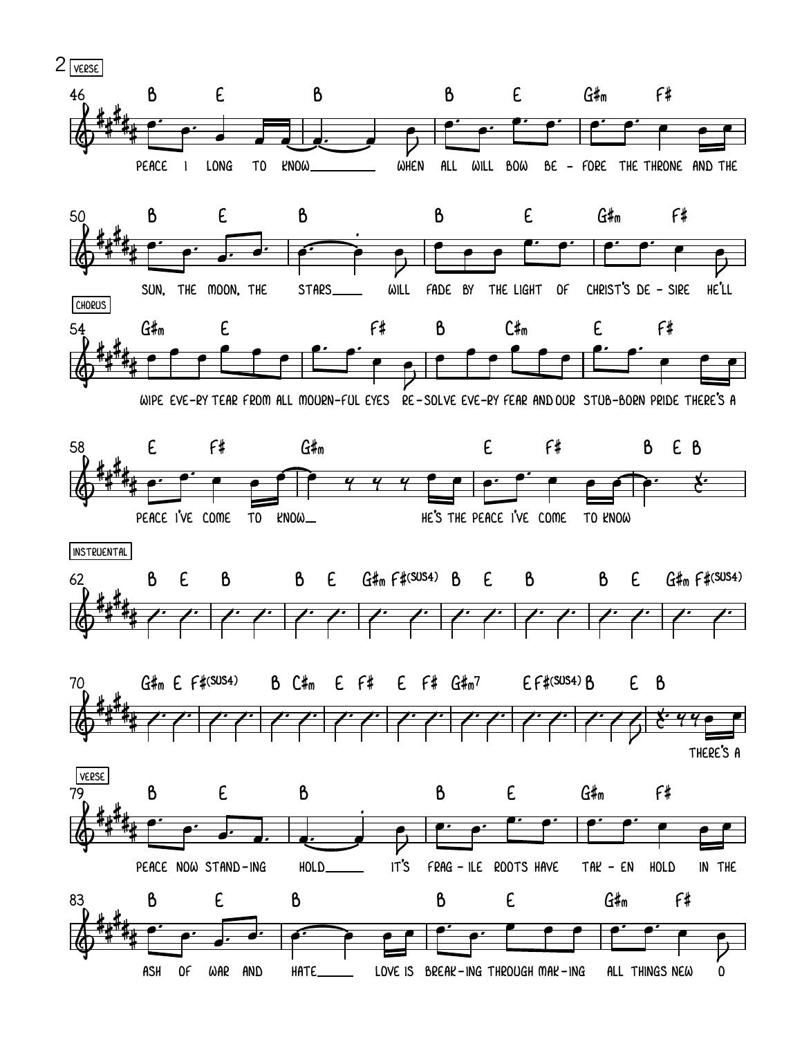VERSE

46 B E B | B E G#m F#

PEACE I LONG TO KNOW___ WHEN ALL WILL BOW BE - FORE THE THRONE AND THE

50 B E B | B E G#m F#

SUN, THE MOON, THE STARS___ WILL FADE BY THE LIGHT OF CHRIST'S DE - SIRE HE'LL

CHORUS

54 G#m E F# | B C#m E F#

WIPE EVE-RY TEAR FROM ALL MOURN-FUL EYES RE - SOLVE EVE-RY FEAR AND OUR STUB-BORN PRIDE THERE'S A

58 E F# G#m | E F# B E B

PEACE I'VE COME TO KNOW___ HE'S THE PEACE I'VE COME TO KNOW

INSTRUENTAL

62 B E B | B E G#m F#(SUS4) | B E B | B E G#m F#(SUS4)

70 G#m E F#(SUS4) | B C#m | E F# | E F# G#m7 | E F#(SUS4) B | E B

THERE'S A

VERSE

79 B E B | B E G#m F#

PEACE NOW STAND-ING HOLD___ IT'S FRAG - ILE ROOTS HAVE TAK - EN HOLD IN THE

83 B E B | B E G#m F#

ASH OF WAR AND HATE___ LOVE IS BREAK-ING THROUGH MAK-ING ALL THINGS NEW O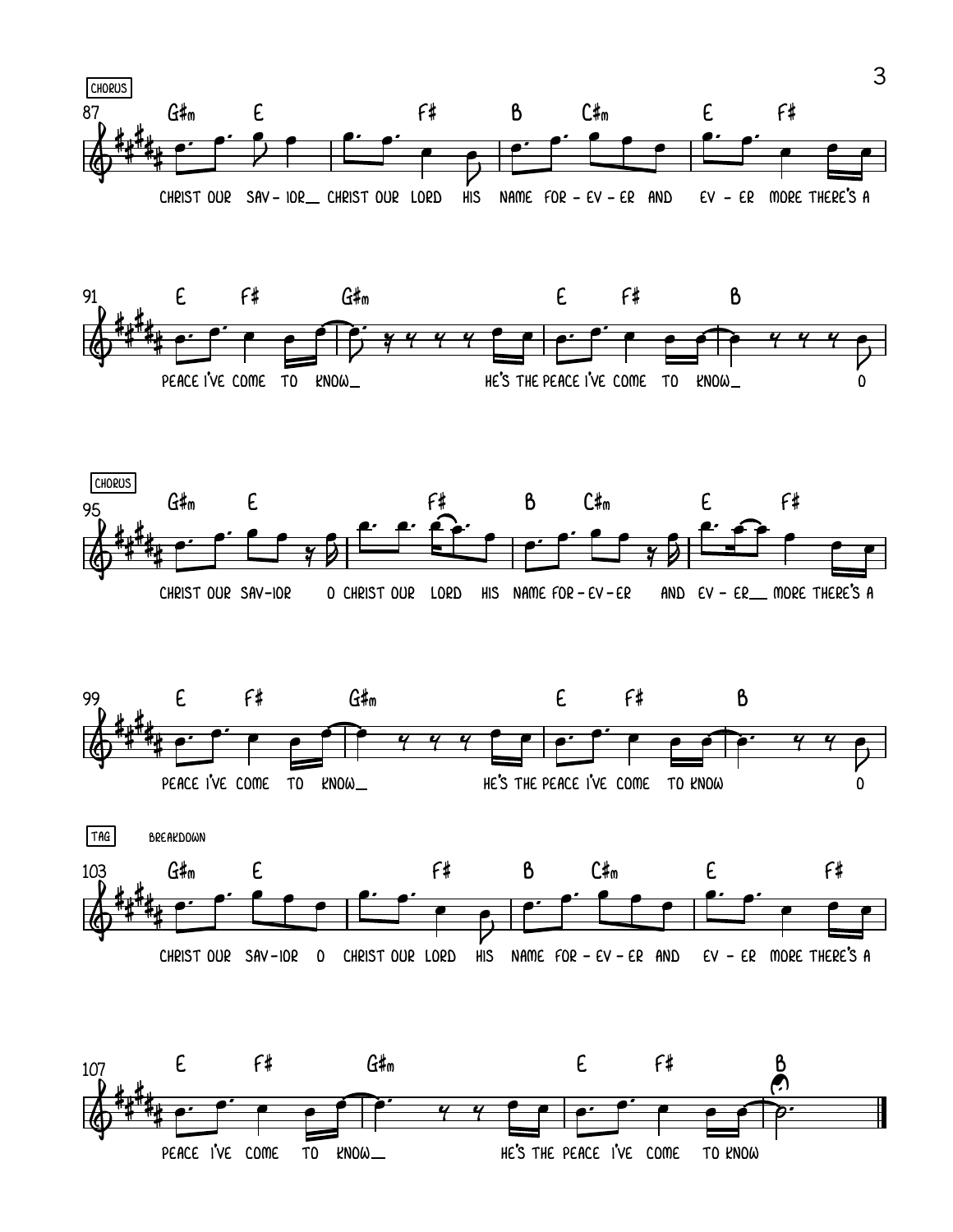CHORUS

87 G#m E F# B C#m E F#

CHRIST OUR SAV - IOR CHRIST OUR LORD HIS NAME FOR - EV - ER AND EV - ER MORE THERE'S A

91 E F# G#m E F# B

PEACE I'VE COME TO KNOW HE'S THE PEACE I'VE COME TO KNOW O

CHORUS

95 G#m E F# B C#m E F#

CHRIST OUR SAV-IOR O CHRIST OUR LORD HIS NAME FOR - EV - ER AND EV - ER MORE THERE'S A

99 E F# G#m E F# B

PEACE I'VE COME TO KNOW HE'S THE PEACE I'VE COME TO KNOW O

TAG BREAKDOWN

103 G#m E F# B C#m E F#

CHRIST OUR SAV-IOR O CHRIST OUR LORD HIS NAME FOR - EV - ER AND EV - ER MORE THERE'S A

107 E F# G#m E F# B

PEACE I'VE COME TO KNOW HE'S THE PEACE I'VE COME TO KNOW